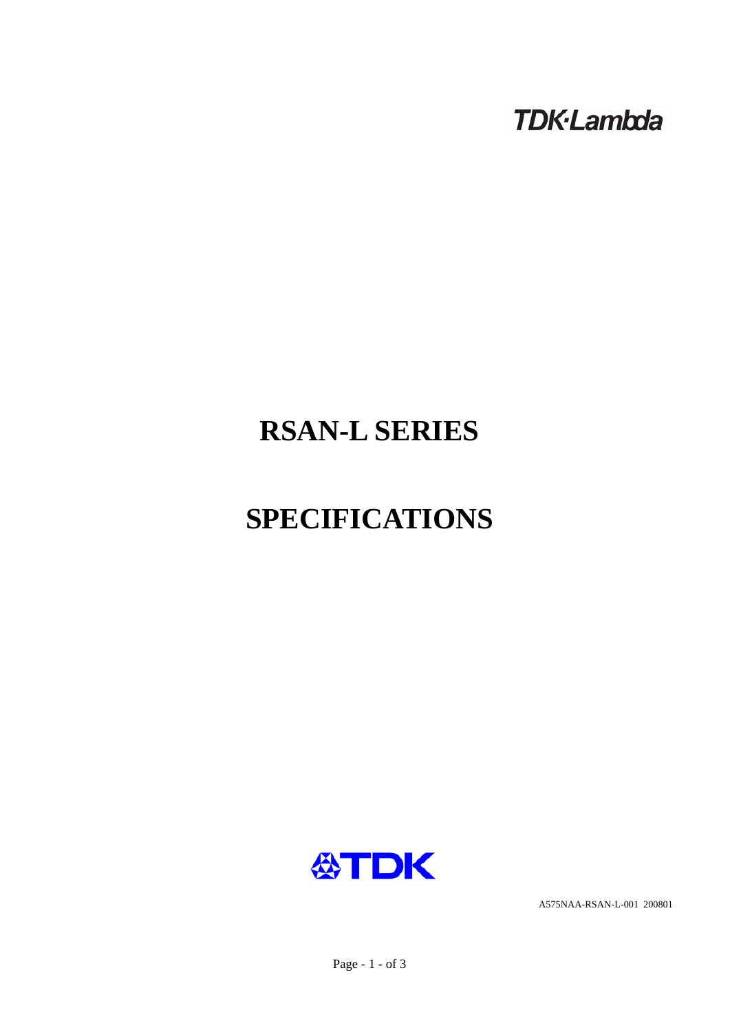TDK·Lambda

# RSAN-L SERIES

# SPECIFICATIONS

TDK

A575NAA-RSAN-L-001 200801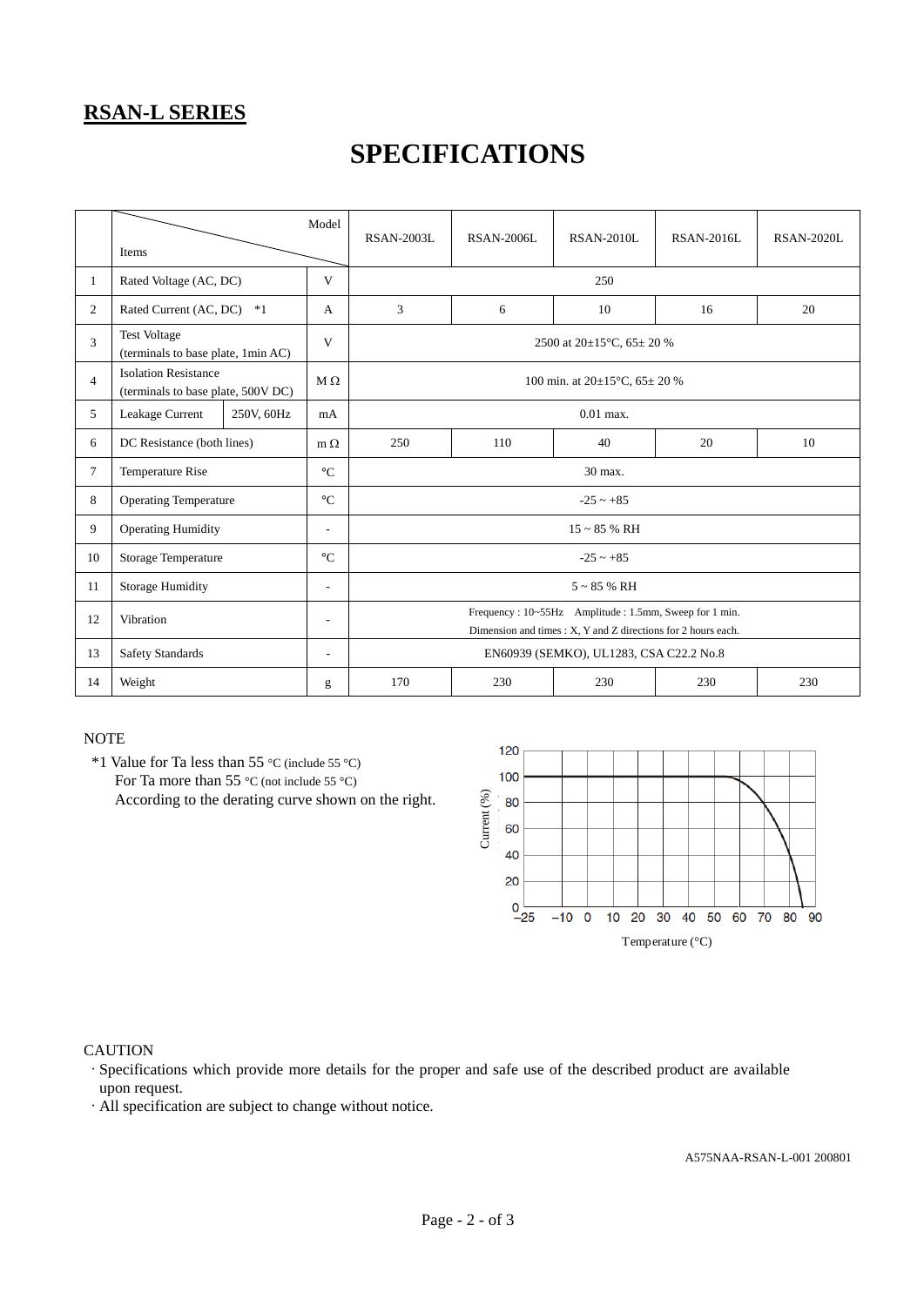## RSAN-L SERIES

# SPECIFICATIONS

| | Items \ Model | | | RSAN-2003L | RSAN-2006L | RSAN-2010L | RSAN-2016L | RSAN-2020L |
|---|---|---|---|---|---|---|---|---|
| 1 | Rated Voltage (AC, DC) | | V | 250 | | | | |
| 2 | Rated Current (AC, DC) *1 | | A | 3 | 6 | 10 | 16 | 20 |
| 3 | Test Voltage (terminals to base plate, 1min AC) | | V | 2500 at 20±15°C, 65± 20 % | | | | |
| 4 | Isolation Resistance (terminals to base plate, 500V DC) | | M Ω | 100 min. at 20±15°C, 65± 20 % | | | | |
| 5 | Leakage Current | 250V, 60Hz | mA | 0.01 max. | | | | |
| 6 | DC Resistance (both lines) | | m Ω | 250 | 110 | 40 | 20 | 10 |
| 7 | Temperature Rise | | °C | 30 max. | | | | |
| 8 | Operating Temperature | | °C | -25 ~ +85 | | | | |
| 9 | Operating Humidity | | - | 15 ~ 85 % RH | | | | |
| 10 | Storage Temperature | | °C | -25 ~ +85 | | | | |
| 11 | Storage Humidity | | - | 5 ~ 85 % RH | | | | |
| 12 | Vibration | | - | Frequency : 10~55Hz Amplitude : 1.5mm, Sweep for 1 min. Dimension and times : X, Y and Z directions for 2 hours each. | | | | |
| 13 | Safety Standards | | - | EN60939 (SEMKO), UL1283, CSA C22.2 No.8 | | | | |
| 14 | Weight | | g | 170 | 230 | 230 | 230 | 230 |

NOTE

*1 Value for Ta less than 55 °C (include 55 °C)
For Ta more than 55 °C (not include 55 °C)
According to the derating curve shown on the right.

CAUTION

- Specifications which provide more details for the proper and safe use of the described product are available upon request.
- All specification are subject to change without notice.

A575NAA-RSAN-L-001 200801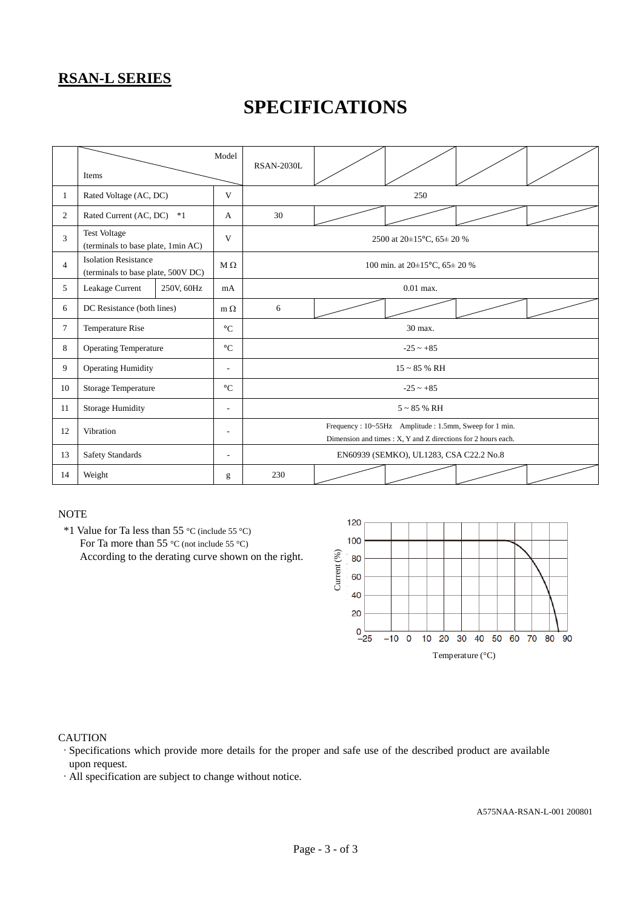## RSAN-L SERIES

# SPECIFICATIONS

| | Items \ Model | | | RSAN-2030L | | | | |
|---|---|---|---|---|---|---|---|---|
| 1 | Rated Voltage (AC, DC) | | V | 250 | | | | |
| 2 | Rated Current (AC, DC) *1 | | A | 30 | | | | |
| 3 | Test Voltage (terminals to base plate, 1min AC) | | V | 2500 at 20±15°C, 65± 20 % | | | | |
| 4 | Isolation Resistance (terminals to base plate, 500V DC) | | M Ω | 100 min. at 20±15°C, 65± 20 % | | | | |
| 5 | Leakage Current | 250V, 60Hz | mA | 0.01 max. | | | | |
| 6 | DC Resistance (both lines) | | m Ω | 6 | | | | |
| 7 | Temperature Rise | | °C | 30 max. | | | | |
| 8 | Operating Temperature | | °C | -25 ~ +85 | | | | |
| 9 | Operating Humidity | | - | 15 ~ 85 % RH | | | | |
| 10 | Storage Temperature | | °C | -25 ~ +85 | | | | |
| 11 | Storage Humidity | | - | 5 ~ 85 % RH | | | | |
| 12 | Vibration | | - | Frequency : 10~55Hz Amplitude : 1.5mm, Sweep for 1 min. Dimension and times : X, Y and Z directions for 2 hours each. | | | | |
| 13 | Safety Standards | | - | EN60939 (SEMKO), UL1283, CSA C22.2 No.8 | | | | |
| 14 | Weight | | g | 230 | | | | |

NOTE

*1 Value for Ta less than 55 °C (include 55 °C)
For Ta more than 55 °C (not include 55 °C)
According to the derating curve shown on the right.

Current (%)
120
100
80
60
40
20
0
−25 −10 0 10 20 30 40 50 60 70 80 90
Temperature (°C)

CAUTION

- Specifications which provide more details for the proper and safe use of the described product are available upon request.
- All specification are subject to change without notice.

A575NAA-RSAN-L-001 200801